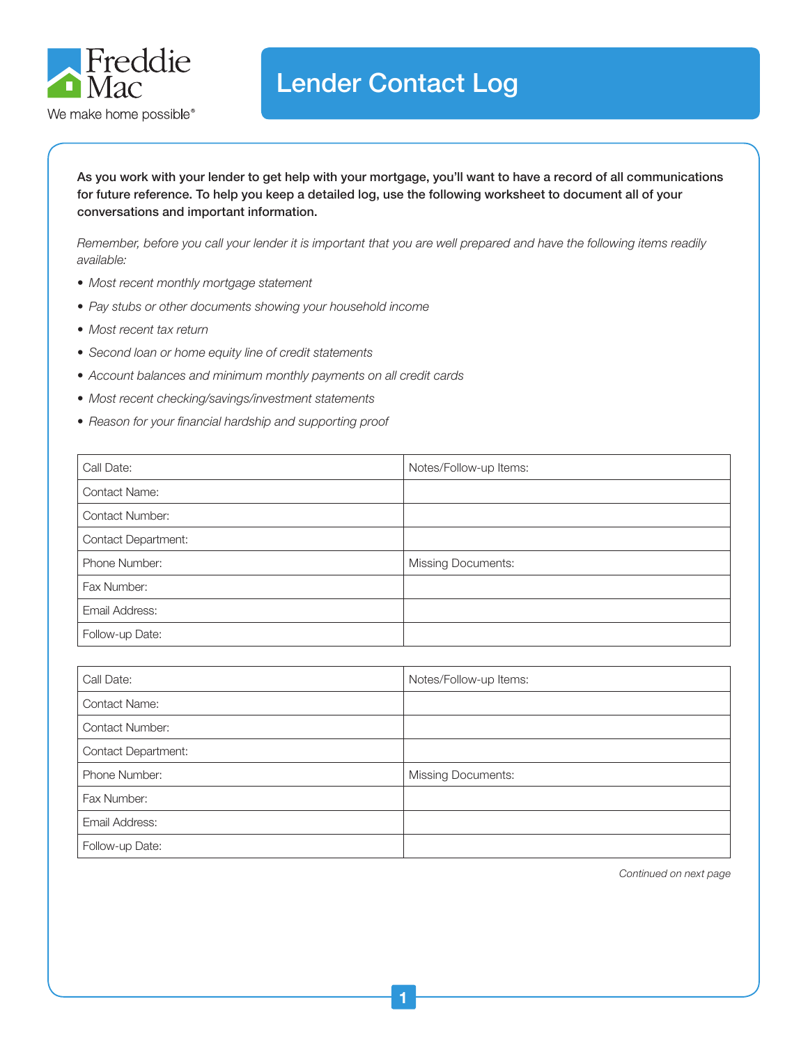Freddie Mac

We make home possible®

# Lender Contact Log

**As you work with your lender to get help with your mortgage, you'll want to have a record of all communications for future reference. To help you keep a detailed log, use the following worksheet to document all of your conversations and important information.**

*Remember, before you call your lender it is important that you are well prepared and have the following items readily available:*

- *Most recent monthly mortgage statement*
- *Pay stubs or other documents showing your household income*
- *Most recent tax return*
- *Second loan or home equity line of credit statements*
- *Account balances and minimum monthly payments on all credit cards*
- *Most recent checking/savings/investment statements*
- *Reason for your financial hardship and supporting proof*

| Call Date: | Notes/Follow-up Items: |
|---|---|
| Contact Name: | |
| Contact Number: | |
| Contact Department: | |
| Phone Number: | Missing Documents: |
| Fax Number: | |
| Email Address: | |
| Follow-up Date: | |

| Call Date: | Notes/Follow-up Items: |
|---|---|
| Contact Name: | |
| Contact Number: | |
| Contact Department: | |
| Phone Number: | Missing Documents: |
| Fax Number: | |
| Email Address: | |
| Follow-up Date: | |

*Continued on next page*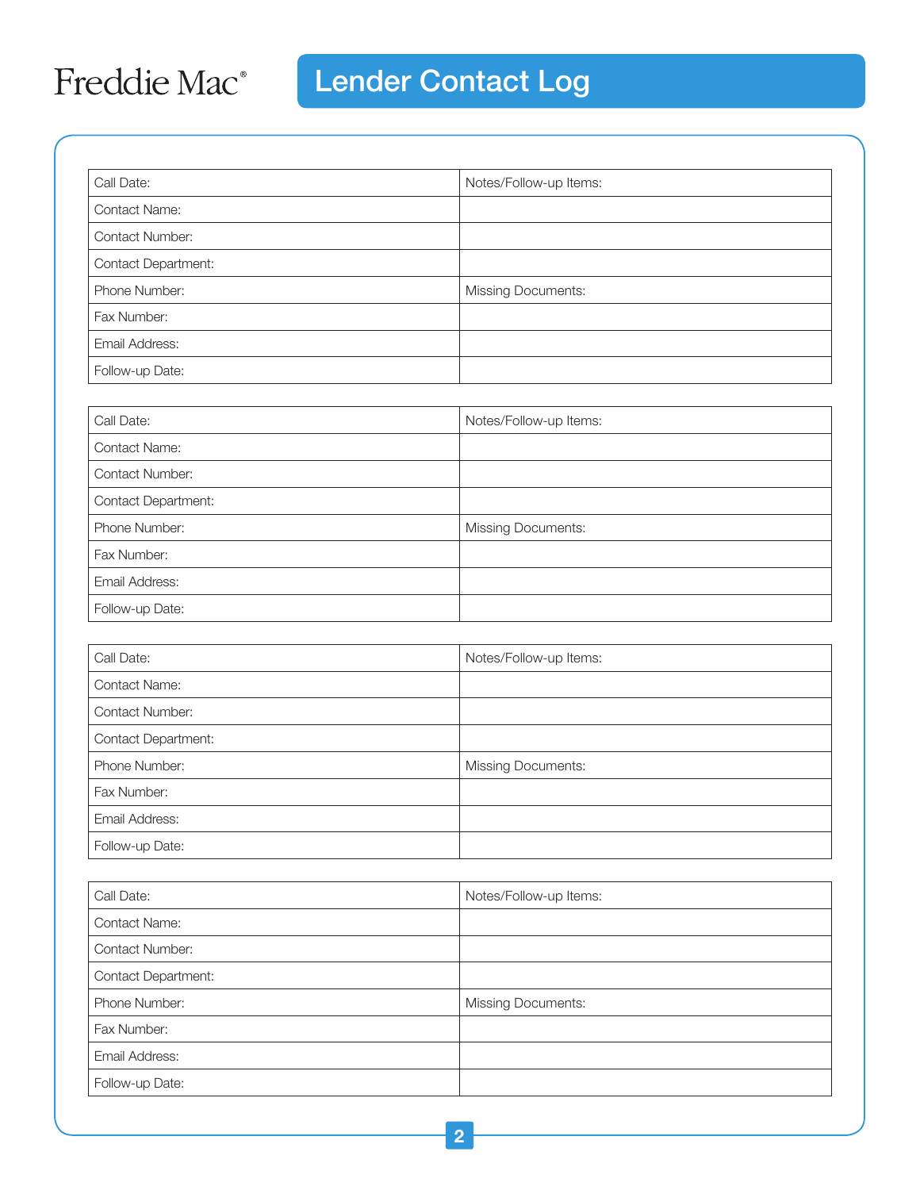Freddie Mac®

# Lender Contact Log

| Call Date: | Notes/Follow-up Items: |
|---|---|
| Contact Name: | |
| Contact Number: | |
| Contact Department: | |
| Phone Number: | Missing Documents: |
| Fax Number: | |
| Email Address: | |
| Follow-up Date: | |

| Call Date: | Notes/Follow-up Items: |
|---|---|
| Contact Name: | |
| Contact Number: | |
| Contact Department: | |
| Phone Number: | Missing Documents: |
| Fax Number: | |
| Email Address: | |
| Follow-up Date: | |

| Call Date: | Notes/Follow-up Items: |
|---|---|
| Contact Name: | |
| Contact Number: | |
| Contact Department: | |
| Phone Number: | Missing Documents: |
| Fax Number: | |
| Email Address: | |
| Follow-up Date: | |

| Call Date: | Notes/Follow-up Items: |
|---|---|
| Contact Name: | |
| Contact Number: | |
| Contact Department: | |
| Phone Number: | Missing Documents: |
| Fax Number: | |
| Email Address: | |
| Follow-up Date: | |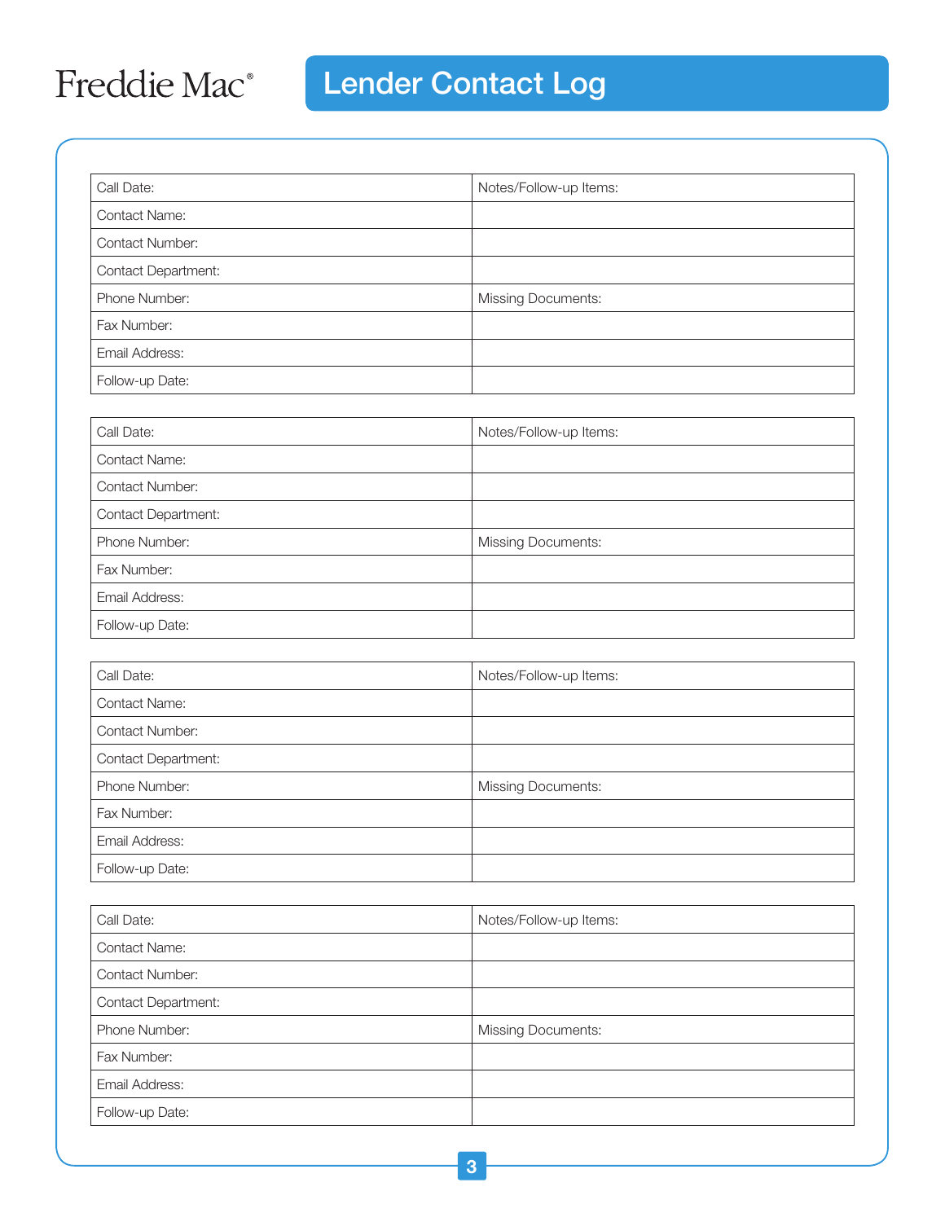Freddie Mac®

# Lender Contact Log

| | |
|---|---|
| Call Date: | Notes/Follow-up Items: |
| Contact Name: | |
| Contact Number: | |
| Contact Department: | |
| Phone Number: | Missing Documents: |
| Fax Number: | |
| Email Address: | |
| Follow-up Date: | |

| | |
|---|---|
| Call Date: | Notes/Follow-up Items: |
| Contact Name: | |
| Contact Number: | |
| Contact Department: | |
| Phone Number: | Missing Documents: |
| Fax Number: | |
| Email Address: | |
| Follow-up Date: | |

| | |
|---|---|
| Call Date: | Notes/Follow-up Items: |
| Contact Name: | |
| Contact Number: | |
| Contact Department: | |
| Phone Number: | Missing Documents: |
| Fax Number: | |
| Email Address: | |
| Follow-up Date: | |

| | |
|---|---|
| Call Date: | Notes/Follow-up Items: |
| Contact Name: | |
| Contact Number: | |
| Contact Department: | |
| Phone Number: | Missing Documents: |
| Fax Number: | |
| Email Address: | |
| Follow-up Date: | |